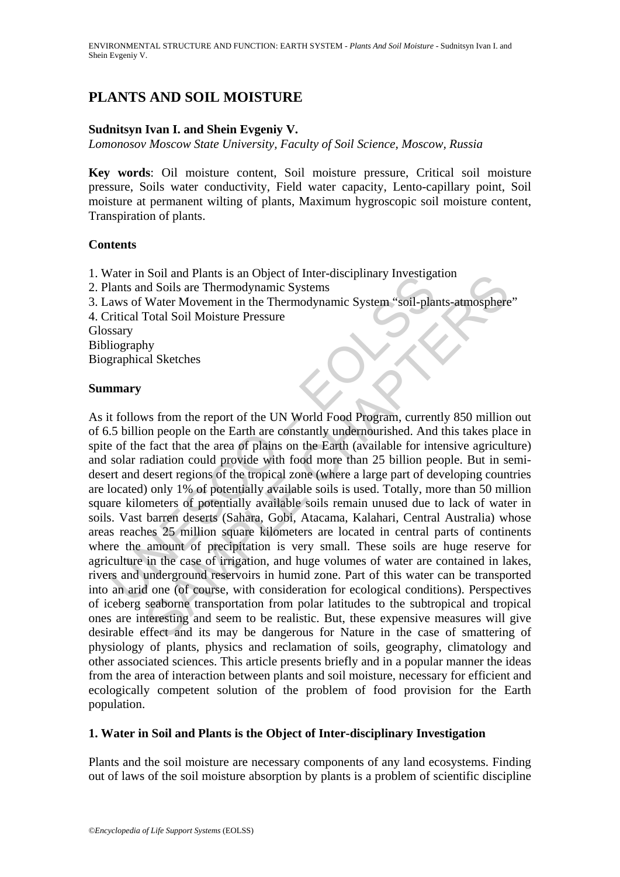# PLANTS AND SOIL MOISTURE

**Sudnitsyn Ivan I. and Shein Evgeniy V.**

*Lomonosov Moscow State University, Faculty of Soil Science, Moscow, Russia*

**Key words**: Oil moisture content, Soil moisture pressure, Critical soil moisture pressure, Soils water conductivity, Field water capacity, Lento-capillary point, Soil moisture at permanent wilting of plants, Maximum hygroscopic soil moisture content, Transpiration of plants.

## Contents

1. Water in Soil and Plants is an Object of Inter-disciplinary Investigation
2. Plants and Soils are Thermodynamic Systems
3. Laws of Water Movement in the Thermodynamic System "soil-plants-atmosphere"
4. Critical Total Soil Moisture Pressure

Glossary
Bibliography
Biographical Sketches

## Summary

As it follows from the report of the UN World Food Program, currently 850 million out of 6.5 billion people on the Earth are constantly undernourished. And this takes place in spite of the fact that the area of plains on the Earth (available for intensive agriculture) and solar radiation could provide with food more than 25 billion people. But in semi-desert and desert regions of the tropical zone (where a large part of developing countries are located) only 1% of potentially available soils is used. Totally, more than 50 million square kilometers of potentially available soils remain unused due to lack of water in soils. Vast barren deserts (Sahara, Gobi, Atacama, Kalahari, Central Australia) whose areas reaches 25 million square kilometers are located in central parts of continents where the amount of precipitation is very small. These soils are huge reserve for agriculture in the case of irrigation, and huge volumes of water are contained in lakes, rivers and underground reservoirs in humid zone. Part of this water can be transported into an arid one (of course, with consideration for ecological conditions). Perspectives of iceberg seaborne transportation from polar latitudes to the subtropical and tropical ones are interesting and seem to be realistic. But, these expensive measures will give desirable effect and its may be dangerous for Nature in the case of smattering of physiology of plants, physics and reclamation of soils, geography, climatology and other associated sciences. This article presents briefly and in a popular manner the ideas from the area of interaction between plants and soil moisture, necessary for efficient and ecologically competent solution of the problem of food provision for the Earth population.

## 1. Water in Soil and Plants is the Object of Inter-disciplinary Investigation

Plants and the soil moisture are necessary components of any land ecosystems. Finding out of laws of the soil moisture absorption by plants is a problem of scientific discipline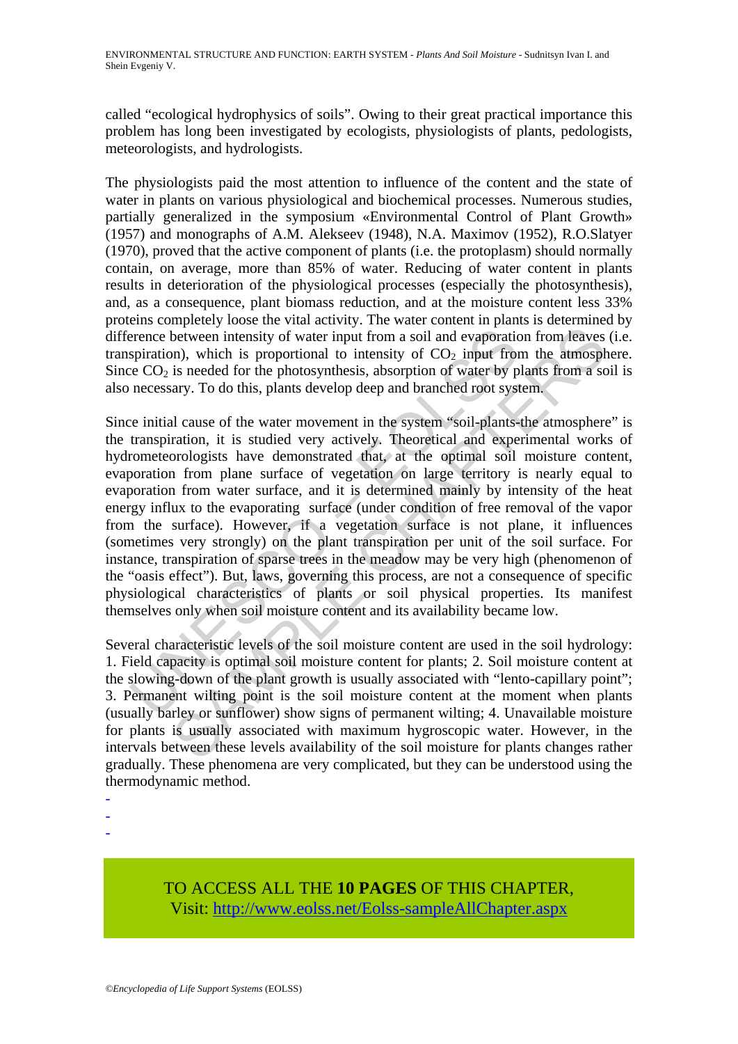called "ecological hydrophysics of soils". Owing to their great practical importance this problem has long been investigated by ecologists, physiologists of plants, pedologists, meteorologists, and hydrologists.

The physiologists paid the most attention to influence of the content and the state of water in plants on various physiological and biochemical processes. Numerous studies, partially generalized in the symposium «Environmental Control of Plant Growth» (1957) and monographs of A.M. Alekseev (1948), N.A. Maximov (1952), R.O.Slatyer (1970), proved that the active component of plants (i.e. the protoplasm) should normally contain, on average, more than 85% of water. Reducing of water content in plants results in deterioration of the physiological processes (especially the photosynthesis), and, as a consequence, plant biomass reduction, and at the moisture content less 33% proteins completely loose the vital activity. The water content in plants is determined by difference between intensity of water input from a soil and evaporation from leaves (i.e. transpiration), which is proportional to intensity of $CO_2$ input from the atmosphere. Since $CO_2$ is needed for the photosynthesis, absorption of water by plants from a soil is also necessary. To do this, plants develop deep and branched root system.

Since initial cause of the water movement in the system "soil-plants-the atmosphere" is the transpiration, it is studied very actively. Theoretical and experimental works of hydrometeorologists have demonstrated that, at the optimal soil moisture content, evaporation from plane surface of vegetation on large territory is nearly equal to evaporation from water surface, and it is determined mainly by intensity of the heat energy influx to the evaporating surface (under condition of free removal of the vapor from the surface). However, if a vegetation surface is not plane, it influences (sometimes very strongly) on the plant transpiration per unit of the soil surface. For instance, transpiration of sparse trees in the meadow may be very high (phenomenon of the "oasis effect"). But, laws, governing this process, are not a consequence of specific physiological characteristics of plants or soil physical properties. Its manifest themselves only when soil moisture content and its availability became low.

Several characteristic levels of the soil moisture content are used in the soil hydrology: 1. Field capacity is optimal soil moisture content for plants; 2. Soil moisture content at the slowing-down of the plant growth is usually associated with "lento-capillary point"; 3. Permanent wilting point is the soil moisture content at the moment when plants (usually barley or sunflower) show signs of permanent wilting; 4. Unavailable moisture for plants is usually associated with maximum hygroscopic water. However, in the intervals between these levels availability of the soil moisture for plants changes rather gradually. These phenomena are very complicated, but they can be understood using the thermodynamic method.

-
-
-

TO ACCESS ALL THE **10 PAGES** OF THIS CHAPTER,
Visit: http://www.eolss.net/Eolss-sampleAllChapter.aspx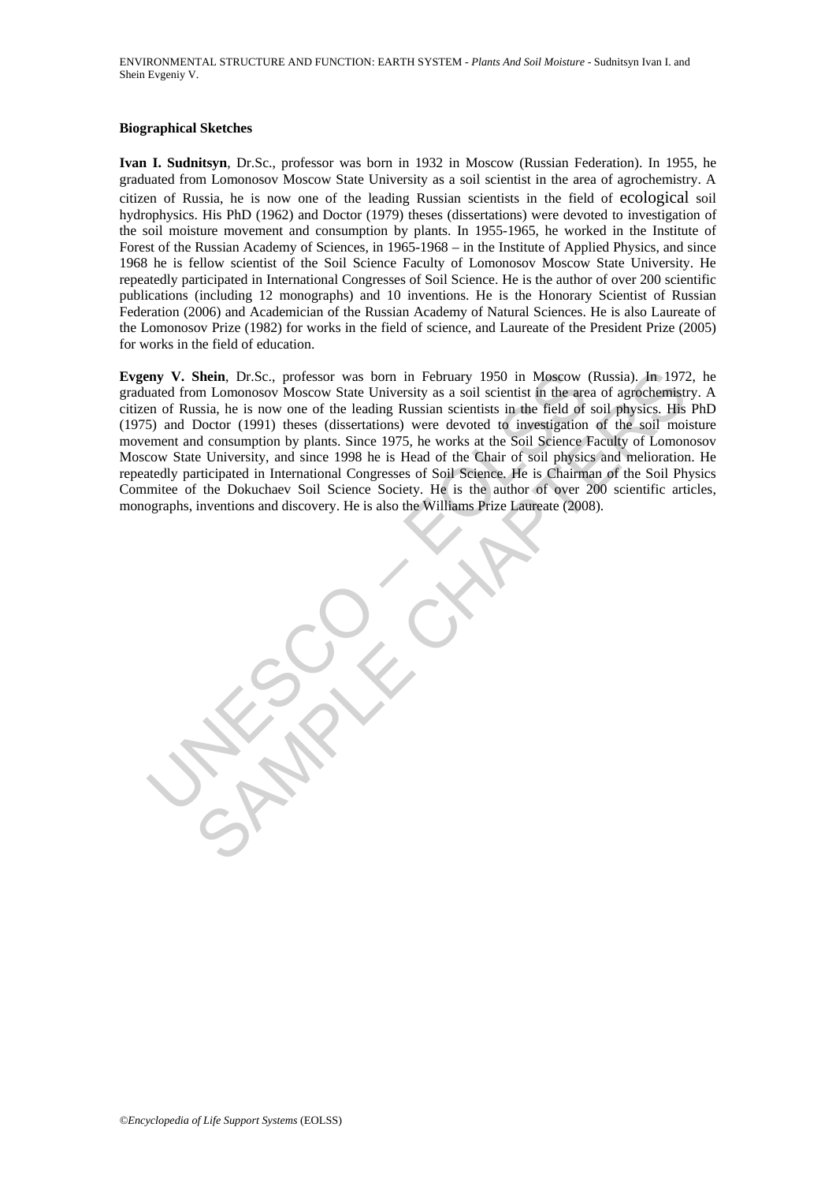### Biographical Sketches

**Ivan I. Sudnitsyn**, Dr.Sc., professor was born in 1932 in Moscow (Russian Federation). In 1955, he graduated from Lomonosov Moscow State University as a soil scientist in the area of agrochemistry. A citizen of Russia, he is now one of the leading Russian scientists in the field of ecological soil hydrophysics. His PhD (1962) and Doctor (1979) theses (dissertations) were devoted to investigation of the soil moisture movement and consumption by plants. In 1955-1965, he worked in the Institute of Forest of the Russian Academy of Sciences, in 1965-1968 – in the Institute of Applied Physics, and since 1968 he is fellow scientist of the Soil Science Faculty of Lomonosov Moscow State University. He repeatedly participated in International Congresses of Soil Science. He is the author of over 200 scientific publications (including 12 monographs) and 10 inventions. He is the Honorary Scientist of Russian Federation (2006) and Academician of the Russian Academy of Natural Sciences. He is also Laureate of the Lomonosov Prize (1982) for works in the field of science, and Laureate of the President Prize (2005) for works in the field of education.

**Evgeny V. Shein**, Dr.Sc., professor was born in February 1950 in Moscow (Russia). In 1972, he graduated from Lomonosov Moscow State University as a soil scientist in the area of agrochemistry. A citizen of Russia, he is now one of the leading Russian scientists in the field of soil physics. His PhD (1975) and Doctor (1991) theses (dissertations) were devoted to investigation of the soil moisture movement and consumption by plants. Since 1975, he works at the Soil Science Faculty of Lomonosov Moscow State University, and since 1998 he is Head of the Chair of soil physics and melioration. He repeatedly participated in International Congresses of Soil Science. He is Chairman of the Soil Physics Commitee of the Dokuchaev Soil Science Society. He is the author of over 200 scientific articles, monographs, inventions and discovery. He is also the Williams Prize Laureate (2008).